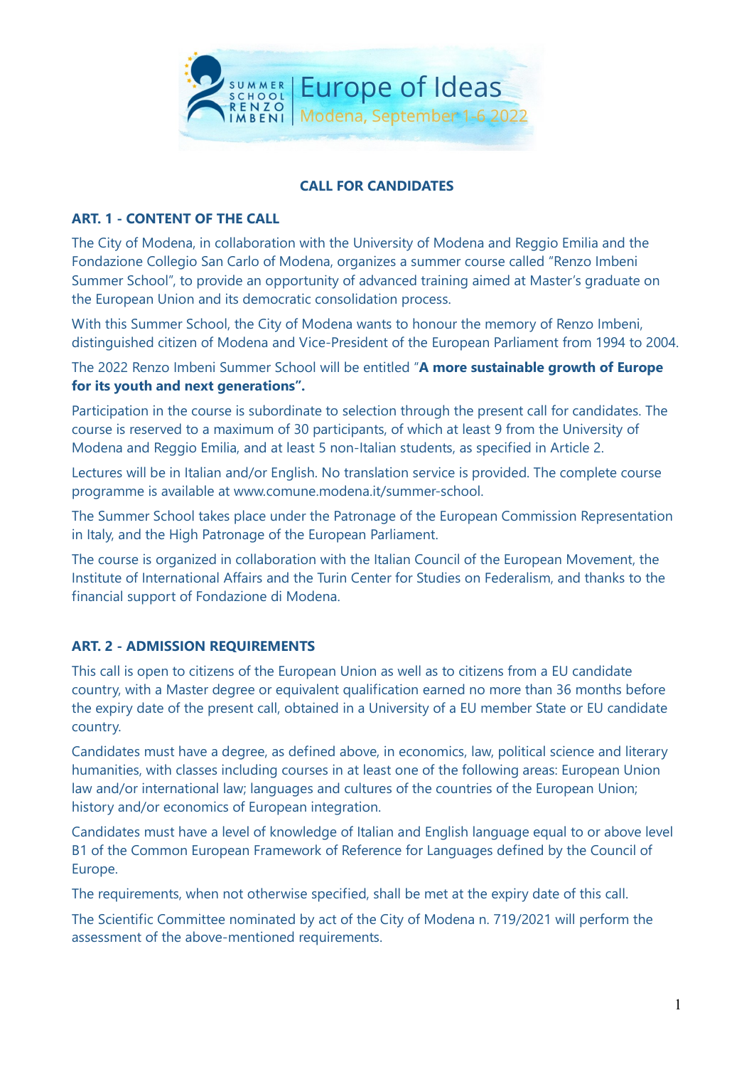SUMMER SCHOOL RENZO IMBENI | Europe of Ideas
Modena, September 1-6 2022

## CALL FOR CANDIDATES

### ART. 1 - CONTENT OF THE CALL

The City of Modena, in collaboration with the University of Modena and Reggio Emilia and the Fondazione Collegio San Carlo of Modena, organizes a summer course called "Renzo Imbeni Summer School", to provide an opportunity of advanced training aimed at Master's graduate on the European Union and its democratic consolidation process.

With this Summer School, the City of Modena wants to honour the memory of Renzo Imbeni, distinguished citizen of Modena and Vice-President of the European Parliament from 1994 to 2004.

The 2022 Renzo Imbeni Summer School will be entitled "**A more sustainable growth of Europe for its youth and next generations".**

Participation in the course is subordinate to selection through the present call for candidates. The course is reserved to a maximum of 30 participants, of which at least 9 from the University of Modena and Reggio Emilia, and at least 5 non-Italian students, as specified in Article 2.

Lectures will be in Italian and/or English. No translation service is provided. The complete course programme is available at www.comune.modena.it/summer-school.

The Summer School takes place under the Patronage of the European Commission Representation in Italy, and the High Patronage of the European Parliament.

The course is organized in collaboration with the Italian Council of the European Movement, the Institute of International Affairs and the Turin Center for Studies on Federalism, and thanks to the financial support of Fondazione di Modena.

### ART. 2 - ADMISSION REQUIREMENTS

This call is open to citizens of the European Union as well as to citizens from a EU candidate country, with a Master degree or equivalent qualification earned no more than 36 months before the expiry date of the present call, obtained in a University of a EU member State or EU candidate country.

Candidates must have a degree, as defined above, in economics, law, political science and literary humanities, with classes including courses in at least one of the following areas: European Union law and/or international law; languages and cultures of the countries of the European Union; history and/or economics of European integration.

Candidates must have a level of knowledge of Italian and English language equal to or above level B1 of the Common European Framework of Reference for Languages defined by the Council of Europe.

The requirements, when not otherwise specified, shall be met at the expiry date of this call.

The Scientific Committee nominated by act of the City of Modena n. 719/2021 will perform the assessment of the above-mentioned requirements.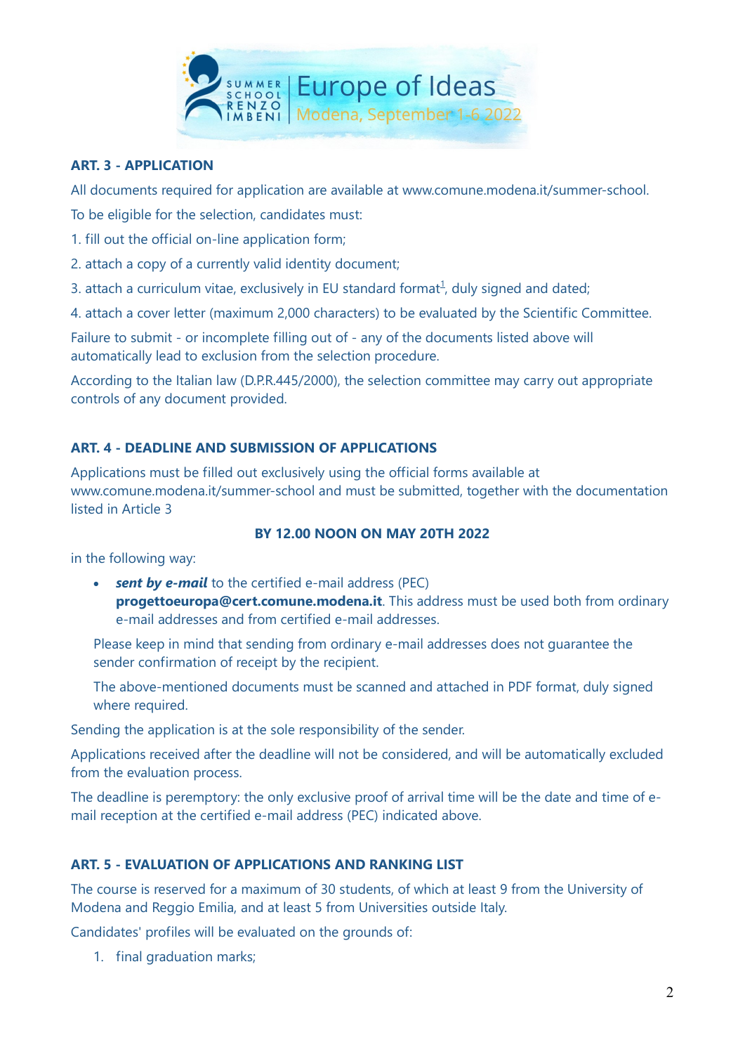## ART. 3 - APPLICATION

All documents required for application are available at www.comune.modena.it/summer-school.

To be eligible for the selection, candidates must:

1. fill out the official on-line application form;
2. attach a copy of a currently valid identity document;
3. attach a curriculum vitae, exclusively in EU standard format[1], duly signed and dated;
4. attach a cover letter (maximum 2,000 characters) to be evaluated by the Scientific Committee.

Failure to submit - or incomplete filling out of - any of the documents listed above will automatically lead to exclusion from the selection procedure.

According to the Italian law (D.P.R.445/2000), the selection committee may carry out appropriate controls of any document provided.

## ART. 4 - DEADLINE AND SUBMISSION OF APPLICATIONS

Applications must be filled out exclusively using the official forms available at www.comune.modena.it/summer-school and must be submitted, together with the documentation listed in Article 3

**BY 12.00 NOON ON MAY 20TH 2022**

in the following way:

- ***sent by e-mail*** to the certified e-mail address (PEC) **progettoeuropa@cert.comune.modena.it**. This address must be used both from ordinary e-mail addresses and from certified e-mail addresses.

  Please keep in mind that sending from ordinary e-mail addresses does not guarantee the sender confirmation of receipt by the recipient.

  The above-mentioned documents must be scanned and attached in PDF format, duly signed where required.

Sending the application is at the sole responsibility of the sender.

Applications received after the deadline will not be considered, and will be automatically excluded from the evaluation process.

The deadline is peremptory: the only exclusive proof of arrival time will be the date and time of e-mail reception at the certified e-mail address (PEC) indicated above.

## ART. 5 - EVALUATION OF APPLICATIONS AND RANKING LIST

The course is reserved for a maximum of 30 students, of which at least 9 from the University of Modena and Reggio Emilia, and at least 5 from Universities outside Italy.

Candidates' profiles will be evaluated on the grounds of:

1. final graduation marks;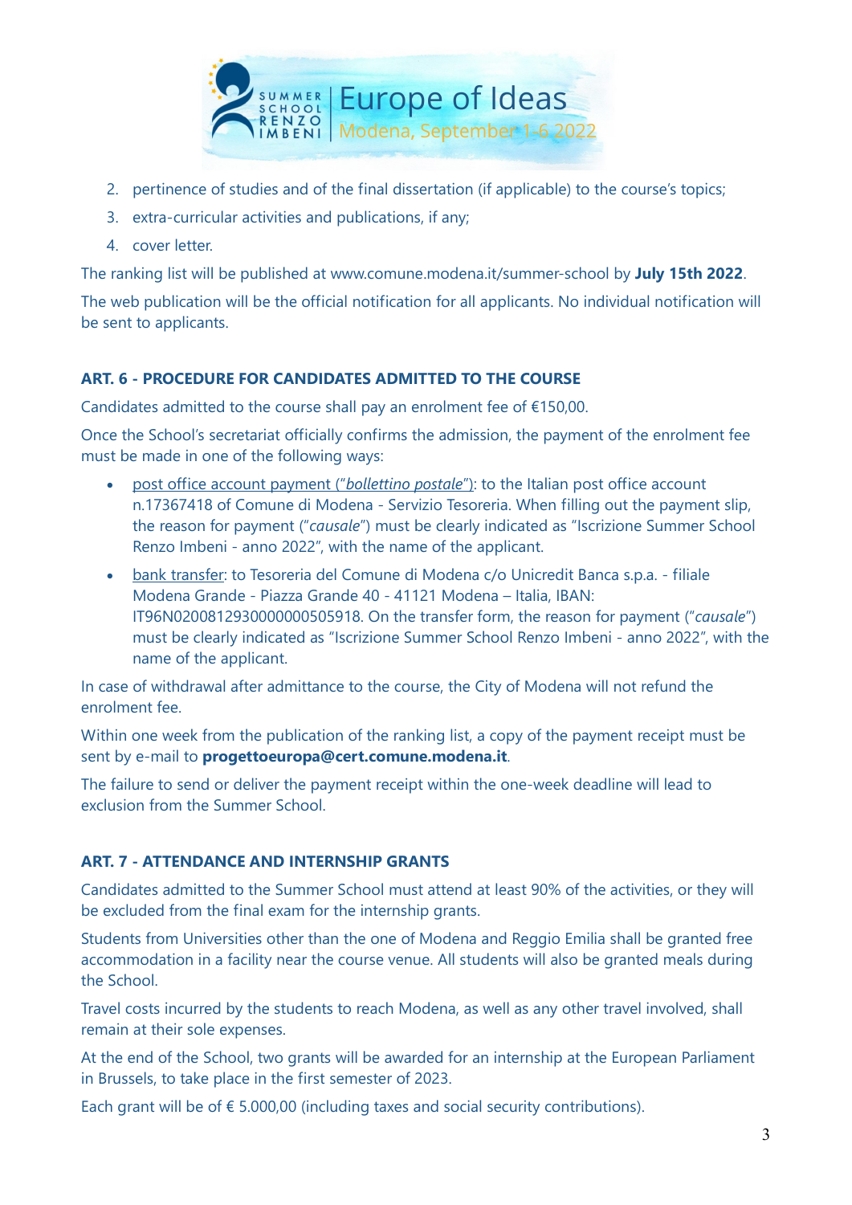2. pertinence of studies and of the final dissertation (if applicable) to the course's topics;
3. extra-curricular activities and publications, if any;
4. cover letter.

The ranking list will be published at www.comune.modena.it/summer-school by **July 15th 2022**.

The web publication will be the official notification for all applicants. No individual notification will be sent to applicants.

### ART. 6 - PROCEDURE FOR CANDIDATES ADMITTED TO THE COURSE

Candidates admitted to the course shall pay an enrolment fee of €150,00.

Once the School's secretariat officially confirms the admission, the payment of the enrolment fee must be made in one of the following ways:

- post office account payment ("*bollettino postale*"): to the Italian post office account n.17367418 of Comune di Modena - Servizio Tesoreria. When filling out the payment slip, the reason for payment ("*causale*") must be clearly indicated as "Iscrizione Summer School Renzo Imbeni - anno 2022", with the name of the applicant.
- bank transfer: to Tesoreria del Comune di Modena c/o Unicredit Banca s.p.a. - filiale Modena Grande - Piazza Grande 40 - 41121 Modena – Italia, IBAN: IT96N0200812930000000505918. On the transfer form, the reason for payment ("*causale*") must be clearly indicated as "Iscrizione Summer School Renzo Imbeni - anno 2022", with the name of the applicant.

In case of withdrawal after admittance to the course, the City of Modena will not refund the enrolment fee.

Within one week from the publication of the ranking list, a copy of the payment receipt must be sent by e-mail to **progettoeuropa@cert.comune.modena.it**.

The failure to send or deliver the payment receipt within the one-week deadline will lead to exclusion from the Summer School.

### ART. 7 - ATTENDANCE AND INTERNSHIP GRANTS

Candidates admitted to the Summer School must attend at least 90% of the activities, or they will be excluded from the final exam for the internship grants.

Students from Universities other than the one of Modena and Reggio Emilia shall be granted free accommodation in a facility near the course venue. All students will also be granted meals during the School.

Travel costs incurred by the students to reach Modena, as well as any other travel involved, shall remain at their sole expenses.

At the end of the School, two grants will be awarded for an internship at the European Parliament in Brussels, to take place in the first semester of 2023.

Each grant will be of € 5.000,00 (including taxes and social security contributions).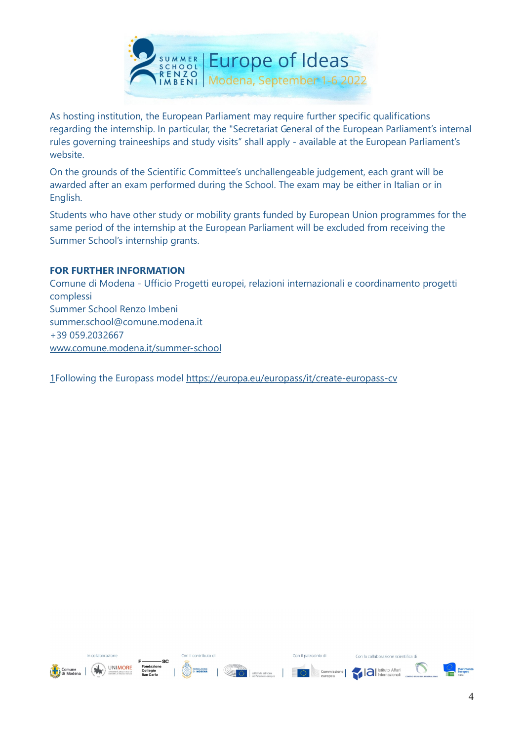As hosting institution, the European Parliament may require further specific qualifications regarding the internship. In particular, the "Secretariat General of the European Parliament's internal rules governing traineeships and study visits" shall apply - available at the European Parliament's website.

On the grounds of the Scientific Committee's unchallengeable judgement, each grant will be awarded after an exam performed during the School. The exam may be either in Italian or in English.

Students who have other study or mobility grants funded by European Union programmes for the same period of the internship at the European Parliament will be excluded from receiving the Summer School's internship grants.

**FOR FURTHER INFORMATION**

Comune di Modena - Ufficio Progetti europei, relazioni internazionali e coordinamento progetti complessi
Summer School Renzo Imbeni
summer.school@comune.modena.it
+39 059.2032667
www.comune.modena.it/summer-school

1Following the Europass model https://europa.eu/europass/it/create-europass-cv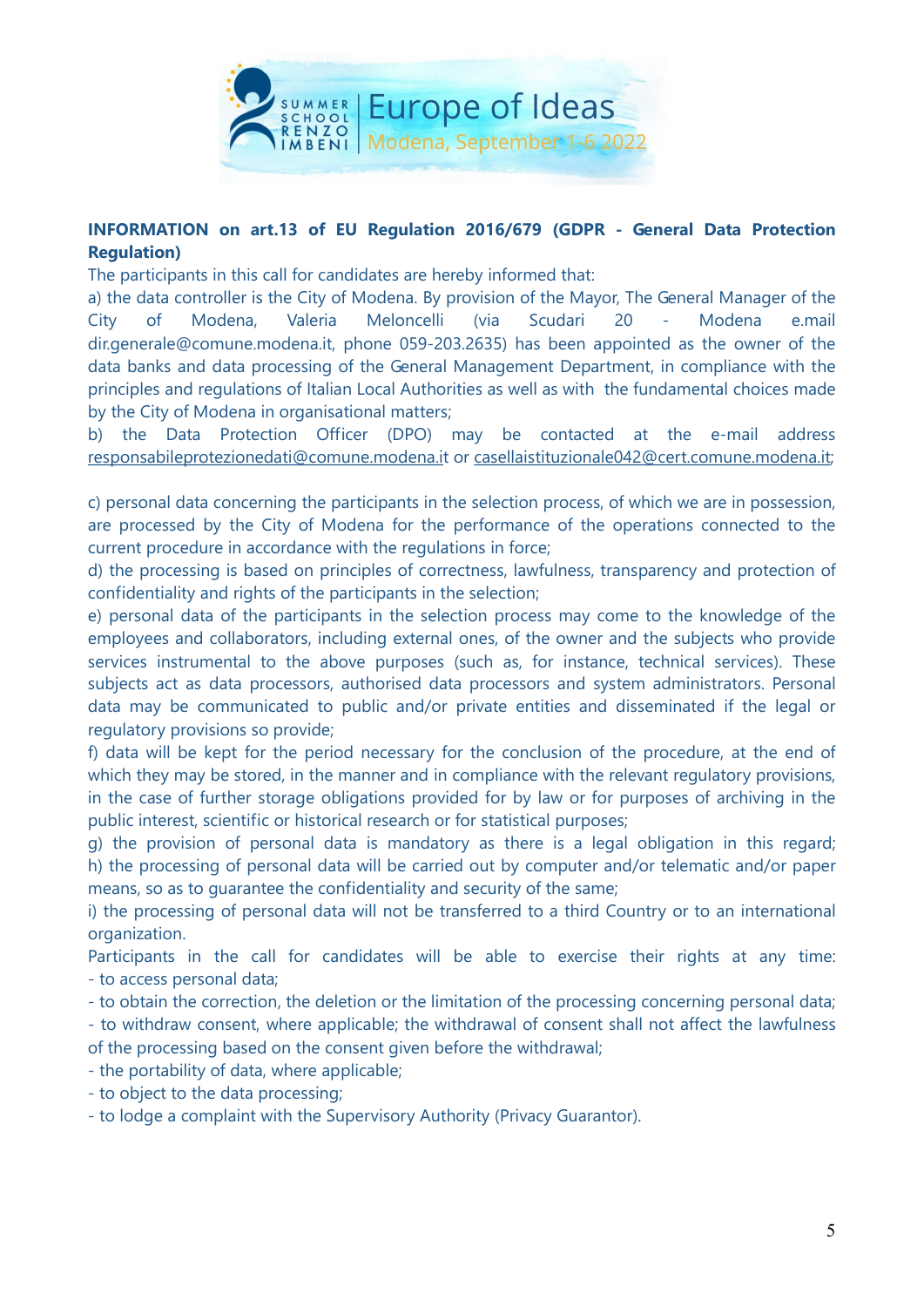**INFORMATION on art.13 of EU Regulation 2016/679 (GDPR - General Data Protection Regulation)**

The participants in this call for candidates are hereby informed that:

a) the data controller is the City of Modena. By provision of the Mayor, The General Manager of the City of Modena, Valeria Meloncelli (via Scudari 20 - Modena e.mail dir.generale@comune.modena.it, phone 059-203.2635) has been appointed as the owner of the data banks and data processing of the General Management Department, in compliance with the principles and regulations of Italian Local Authorities as well as with the fundamental choices made by the City of Modena in organisational matters;

b) the Data Protection Officer (DPO) may be contacted at the e-mail address responsabileprotezionedati@comune.modena.it or casellaistituzionale042@cert.comune.modena.it;

c) personal data concerning the participants in the selection process, of which we are in possession, are processed by the City of Modena for the performance of the operations connected to the current procedure in accordance with the regulations in force;

d) the processing is based on principles of correctness, lawfulness, transparency and protection of confidentiality and rights of the participants in the selection;

e) personal data of the participants in the selection process may come to the knowledge of the employees and collaborators, including external ones, of the owner and the subjects who provide services instrumental to the above purposes (such as, for instance, technical services). These subjects act as data processors, authorised data processors and system administrators. Personal data may be communicated to public and/or private entities and disseminated if the legal or regulatory provisions so provide;

f) data will be kept for the period necessary for the conclusion of the procedure, at the end of which they may be stored, in the manner and in compliance with the relevant regulatory provisions, in the case of further storage obligations provided for by law or for purposes of archiving in the public interest, scientific or historical research or for statistical purposes;

g) the provision of personal data is mandatory as there is a legal obligation in this regard;

h) the processing of personal data will be carried out by computer and/or telematic and/or paper means, so as to guarantee the confidentiality and security of the same;

i) the processing of personal data will not be transferred to a third Country or to an international organization.

Participants in the call for candidates will be able to exercise their rights at any time:

- to access personal data;
- to obtain the correction, the deletion or the limitation of the processing concerning personal data;
- to withdraw consent, where applicable; the withdrawal of consent shall not affect the lawfulness of the processing based on the consent given before the withdrawal;
- the portability of data, where applicable;
- to object to the data processing;
- to lodge a complaint with the Supervisory Authority (Privacy Guarantor).